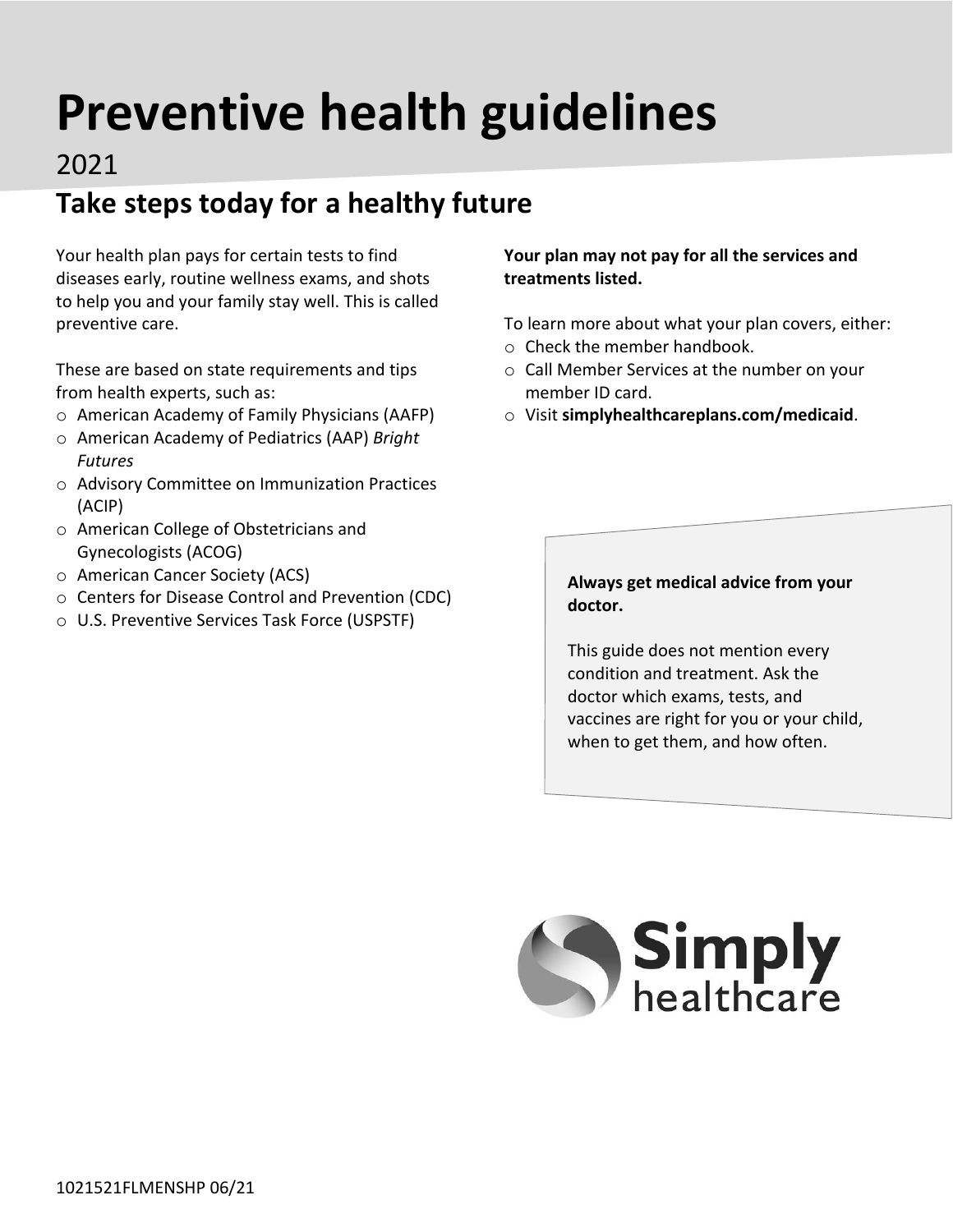# Preventive health guidelines

2021

## Take steps today for a healthy future

Your health plan pays for certain tests to find diseases early, routine wellness exams, and shots to help you and your family stay well. This is called preventive care.

These are based on state requirements and tips from health experts, such as:

- American Academy of Family Physicians (AAFP)
- American Academy of Pediatrics (AAP) *Bright Futures*
- Advisory Committee on Immunization Practices (ACIP)
- American College of Obstetricians and Gynecologists (ACOG)
- American Cancer Society (ACS)
- Centers for Disease Control and Prevention (CDC)
- U.S. Preventive Services Task Force (USPSTF)

**Your plan may not pay for all the services and treatments listed.**

To learn more about what your plan covers, either:

- Check the member handbook.
- Call Member Services at the number on your member ID card.
- Visit **simplyhealthcareplans.com/medicaid**.

**Always get medical advice from your doctor.**

This guide does not mention every condition and treatment. Ask the doctor which exams, tests, and vaccines are right for you or your child, when to get them, and how often.

Simply healthcare

1021521FLMENSHP 06/21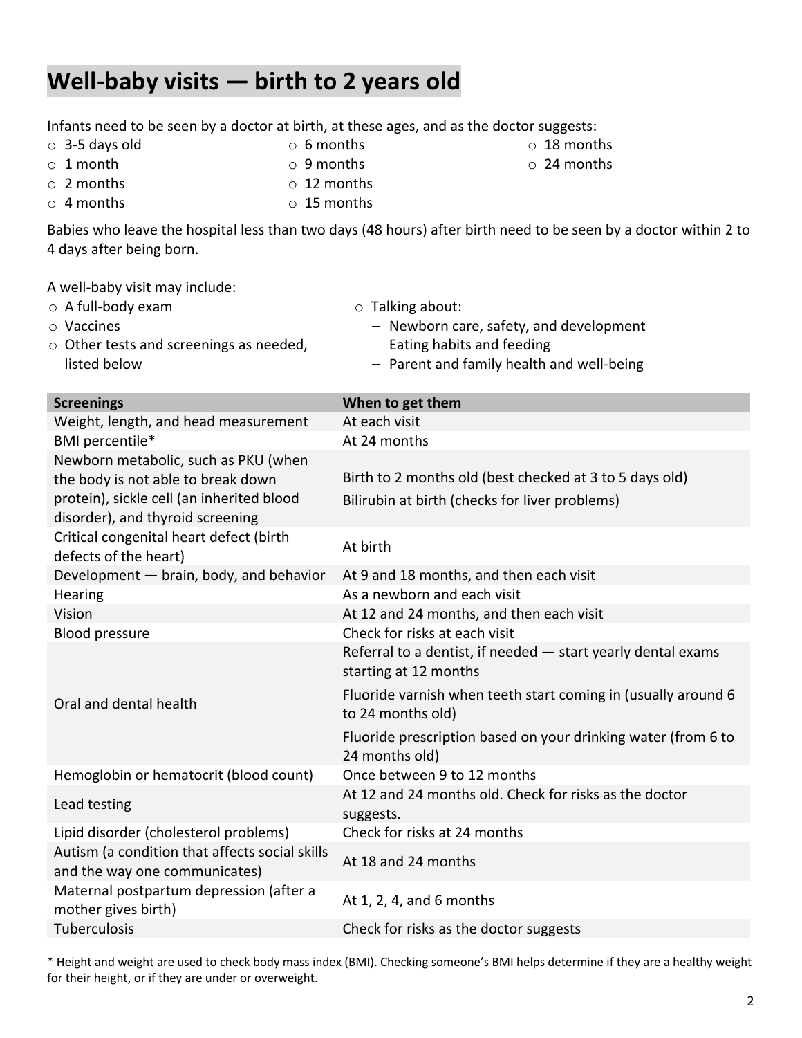# Well-baby visits — birth to 2 years old

Infants need to be seen by a doctor at birth, at these ages, and as the doctor suggests:

- 3-5 days old
- 1 month
- 2 months
- 4 months
- 6 months
- 9 months
- 12 months
- 15 months
- 18 months
- 24 months

Babies who leave the hospital less than two days (48 hours) after birth need to be seen by a doctor within 2 to 4 days after being born.

A well-baby visit may include:

- A full-body exam
- Vaccines
- Other tests and screenings as needed, listed below
- Talking about:
  - Newborn care, safety, and development
  - Eating habits and feeding
  - Parent and family health and well-being

| Screenings | When to get them |
| --- | --- |
| Weight, length, and head measurement | At each visit |
| BMI percentile* | At 24 months |
| Newborn metabolic, such as PKU (when the body is not able to break down protein), sickle cell (an inherited blood disorder), and thyroid screening | Birth to 2 months old (best checked at 3 to 5 days old)<br>Bilirubin at birth (checks for liver problems) |
| Critical congenital heart defect (birth defects of the heart) | At birth |
| Development — brain, body, and behavior | At 9 and 18 months, and then each visit |
| Hearing | As a newborn and each visit |
| Vision | At 12 and 24 months, and then each visit |
| Blood pressure | Check for risks at each visit |
| Oral and dental health | Referral to a dentist, if needed — start yearly dental exams starting at 12 months<br>Fluoride varnish when teeth start coming in (usually around 6 to 24 months old)<br>Fluoride prescription based on your drinking water (from 6 to 24 months old) |
| Hemoglobin or hematocrit (blood count) | Once between 9 to 12 months |
| Lead testing | At 12 and 24 months old. Check for risks as the doctor suggests. |
| Lipid disorder (cholesterol problems) | Check for risks at 24 months |
| Autism (a condition that affects social skills and the way one communicates) | At 18 and 24 months |
| Maternal postpartum depression (after a mother gives birth) | At 1, 2, 4, and 6 months |
| Tuberculosis | Check for risks as the doctor suggests |

\* Height and weight are used to check body mass index (BMI). Checking someone's BMI helps determine if they are a healthy weight for their height, or if they are under or overweight.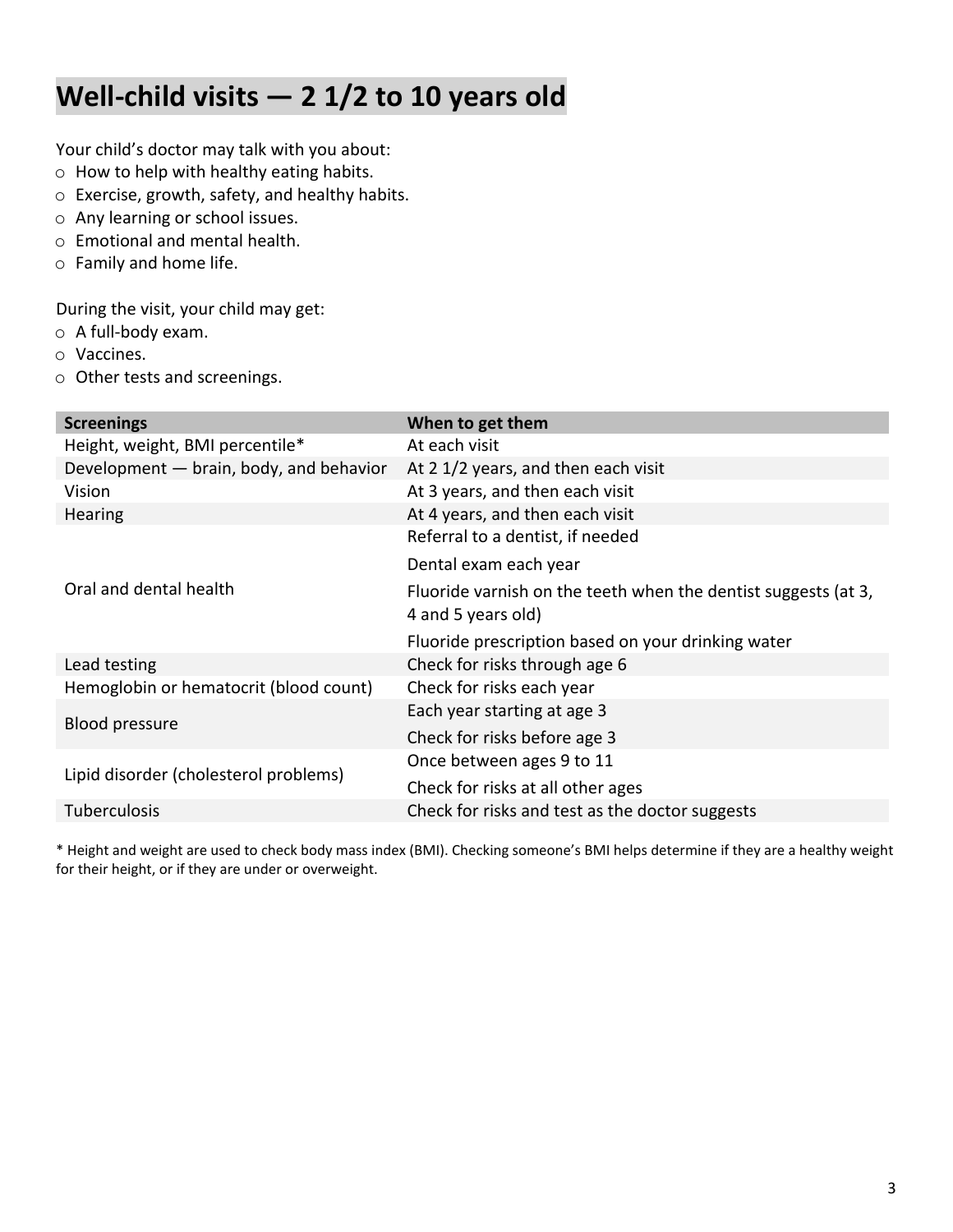# Well-child visits — 2 1/2 to 10 years old

Your child's doctor may talk with you about:

- How to help with healthy eating habits.
- Exercise, growth, safety, and healthy habits.
- Any learning or school issues.
- Emotional and mental health.
- Family and home life.

During the visit, your child may get:

- A full-body exam.
- Vaccines.
- Other tests and screenings.

| Screenings | When to get them |
|---|---|
| Height, weight, BMI percentile* | At each visit |
| Development — brain, body, and behavior | At 2 1/2 years, and then each visit |
| Vision | At 3 years, and then each visit |
| Hearing | At 4 years, and then each visit |
| Oral and dental health | Referral to a dentist, if needed |
| | Dental exam each year |
| | Fluoride varnish on the teeth when the dentist suggests (at 3, 4 and 5 years old) |
| | Fluoride prescription based on your drinking water |
| Lead testing | Check for risks through age 6 |
| Hemoglobin or hematocrit (blood count) | Check for risks each year |
| Blood pressure | Each year starting at age 3 |
| | Check for risks before age 3 |
| Lipid disorder (cholesterol problems) | Once between ages 9 to 11 |
| | Check for risks at all other ages |
| Tuberculosis | Check for risks and test as the doctor suggests |

* Height and weight are used to check body mass index (BMI). Checking someone's BMI helps determine if they are a healthy weight for their height, or if they are under or overweight.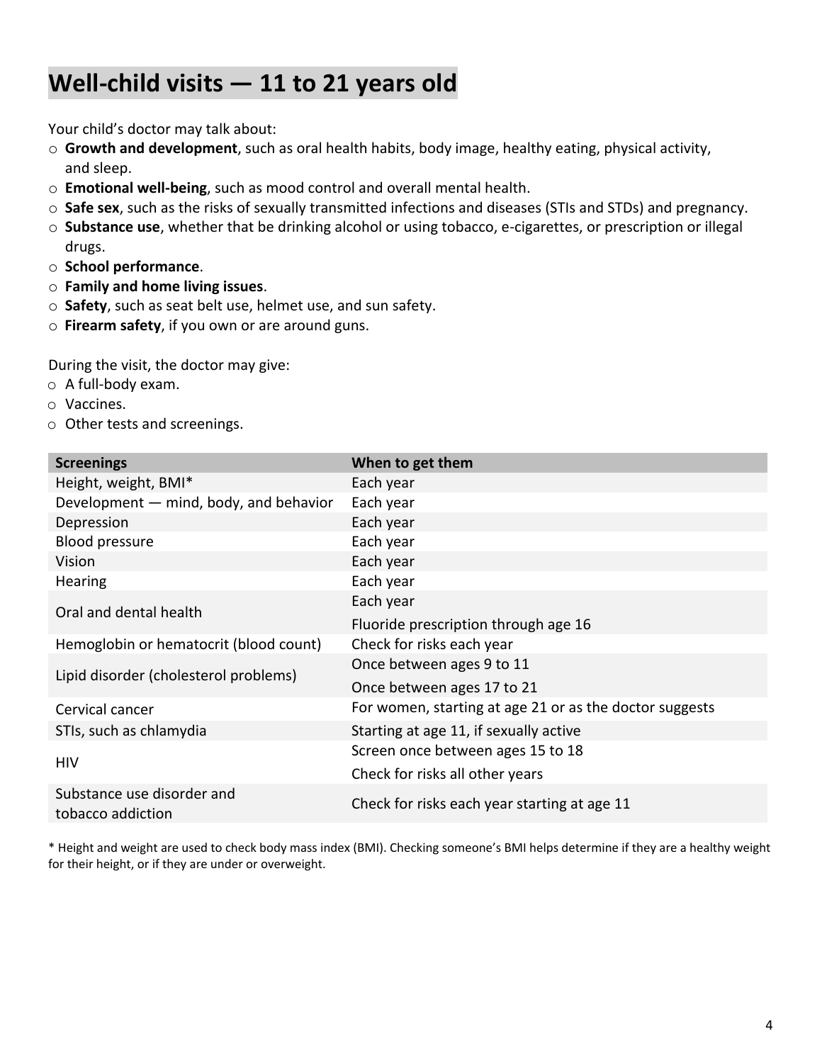# Well-child visits — 11 to 21 years old

Your child's doctor may talk about:

- **Growth and development**, such as oral health habits, body image, healthy eating, physical activity, and sleep.
- **Emotional well-being**, such as mood control and overall mental health.
- **Safe sex**, such as the risks of sexually transmitted infections and diseases (STIs and STDs) and pregnancy.
- **Substance use**, whether that be drinking alcohol or using tobacco, e-cigarettes, or prescription or illegal drugs.
- **School performance**.
- **Family and home living issues**.
- **Safety**, such as seat belt use, helmet use, and sun safety.
- **Firearm safety**, if you own or are around guns.

During the visit, the doctor may give:

- A full-body exam.
- Vaccines.
- Other tests and screenings.

| Screenings | When to get them |
|---|---|
| Height, weight, BMI* | Each year |
| Development — mind, body, and behavior | Each year |
| Depression | Each year |
| Blood pressure | Each year |
| Vision | Each year |
| Hearing | Each year |
| Oral and dental health | Each year<br>Fluoride prescription through age 16 |
| Hemoglobin or hematocrit (blood count) | Check for risks each year |
| Lipid disorder (cholesterol problems) | Once between ages 9 to 11<br>Once between ages 17 to 21 |
| Cervical cancer | For women, starting at age 21 or as the doctor suggests |
| STIs, such as chlamydia | Starting at age 11, if sexually active |
| HIV | Screen once between ages 15 to 18<br>Check for risks all other years |
| Substance use disorder and tobacco addiction | Check for risks each year starting at age 11 |

\* Height and weight are used to check body mass index (BMI). Checking someone's BMI helps determine if they are a healthy weight for their height, or if they are under or overweight.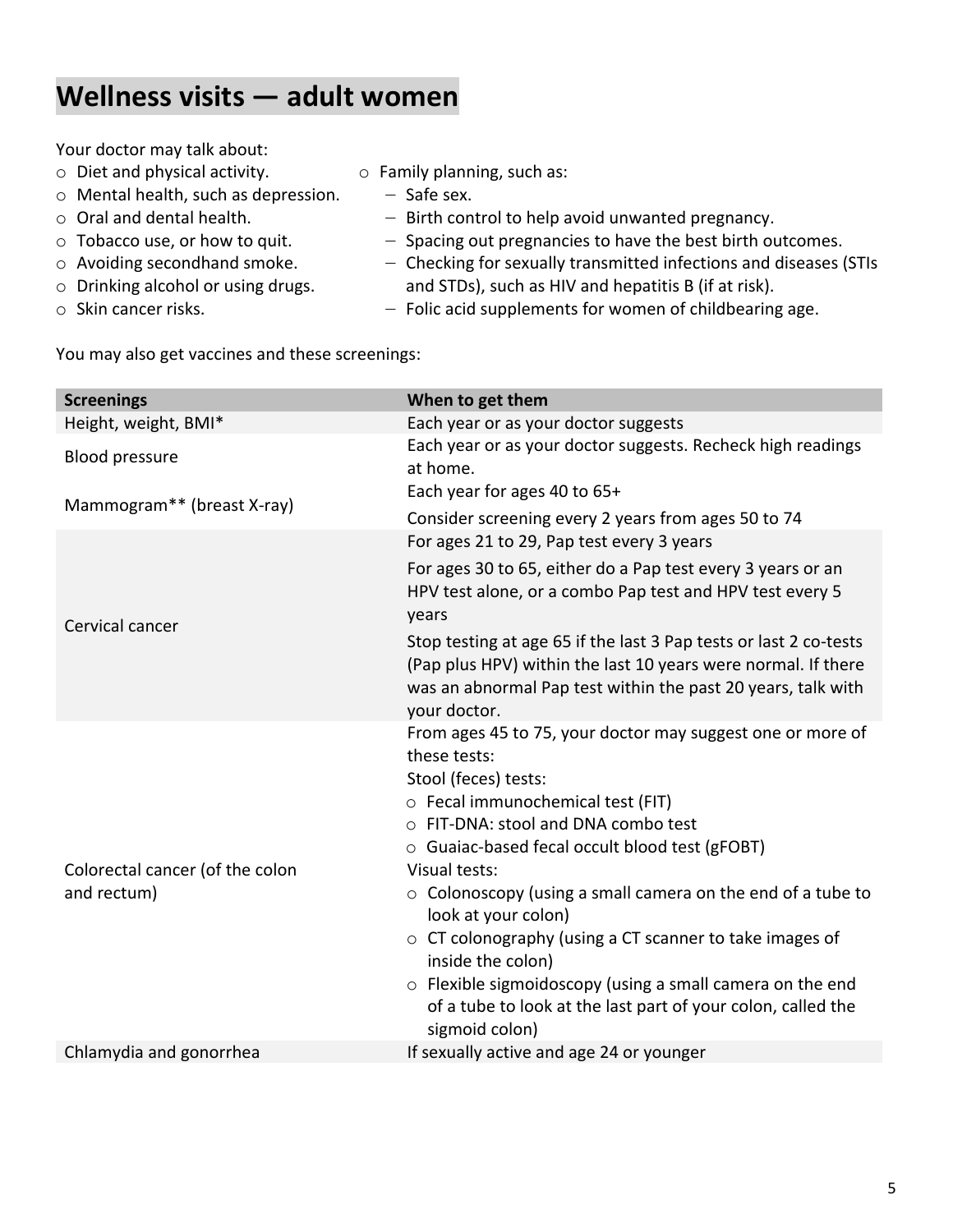# Wellness visits — adult women

Your doctor may talk about:

- Diet and physical activity.
- Mental health, such as depression.
- Oral and dental health.
- Tobacco use, or how to quit.
- Avoiding secondhand smoke.
- Drinking alcohol or using drugs.
- Skin cancer risks.
- Family planning, such as:
  - Safe sex.
  - Birth control to help avoid unwanted pregnancy.
  - Spacing out pregnancies to have the best birth outcomes.
  - Checking for sexually transmitted infections and diseases (STIs and STDs), such as HIV and hepatitis B (if at risk).
  - Folic acid supplements for women of childbearing age.

You may also get vaccines and these screenings:

| Screenings | When to get them |
| --- | --- |
| Height, weight, BMI* | Each year or as your doctor suggests |
| Blood pressure | Each year or as your doctor suggests. Recheck high readings at home. |
| Mammogram** (breast X-ray) | Each year for ages 40 to 65+<br>Consider screening every 2 years from ages 50 to 74 |
| Cervical cancer | For ages 21 to 29, Pap test every 3 years<br>For ages 30 to 65, either do a Pap test every 3 years or an HPV test alone, or a combo Pap test and HPV test every 5 years<br>Stop testing at age 65 if the last 3 Pap tests or last 2 co-tests (Pap plus HPV) within the last 10 years were normal. If there was an abnormal Pap test within the past 20 years, talk with your doctor. |
| Colorectal cancer (of the colon and rectum) | From ages 45 to 75, your doctor may suggest one or more of these tests:<br>Stool (feces) tests:<br>○ Fecal immunochemical test (FIT)<br>○ FIT-DNA: stool and DNA combo test<br>○ Guaiac-based fecal occult blood test (gFOBT)<br>Visual tests:<br>○ Colonoscopy (using a small camera on the end of a tube to look at your colon)<br>○ CT colonography (using a CT scanner to take images of inside the colon)<br>○ Flexible sigmoidoscopy (using a small camera on the end of a tube to look at the last part of your colon, called the sigmoid colon) |
| Chlamydia and gonorrhea | If sexually active and age 24 or younger |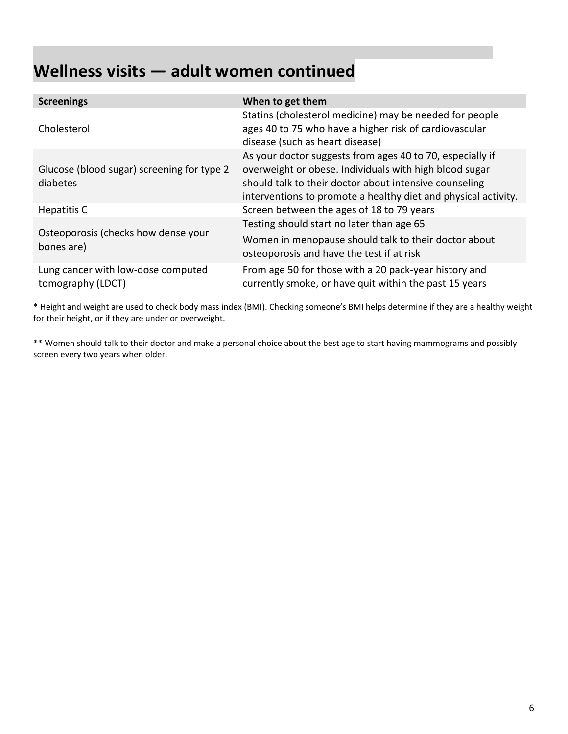# Wellness visits — adult women continued

| Screenings | When to get them |
|---|---|
| Cholesterol | Statins (cholesterol medicine) may be needed for people ages 40 to 75 who have a higher risk of cardiovascular disease (such as heart disease) |
| Glucose (blood sugar) screening for type 2 diabetes | As your doctor suggests from ages 40 to 70, especially if overweight or obese. Individuals with high blood sugar should talk to their doctor about intensive counseling interventions to promote a healthy diet and physical activity. |
| Hepatitis C | Screen between the ages of 18 to 79 years |
| Osteoporosis (checks how dense your bones are) | Testing should start no later than age 65<br>Women in menopause should talk to their doctor about osteoporosis and have the test if at risk |
| Lung cancer with low-dose computed tomography (LDCT) | From age 50 for those with a 20 pack-year history and currently smoke, or have quit within the past 15 years |

* Height and weight are used to check body mass index (BMI). Checking someone's BMI helps determine if they are a healthy weight for their height, or if they are under or overweight.

** Women should talk to their doctor and make a personal choice about the best age to start having mammograms and possibly screen every two years when older.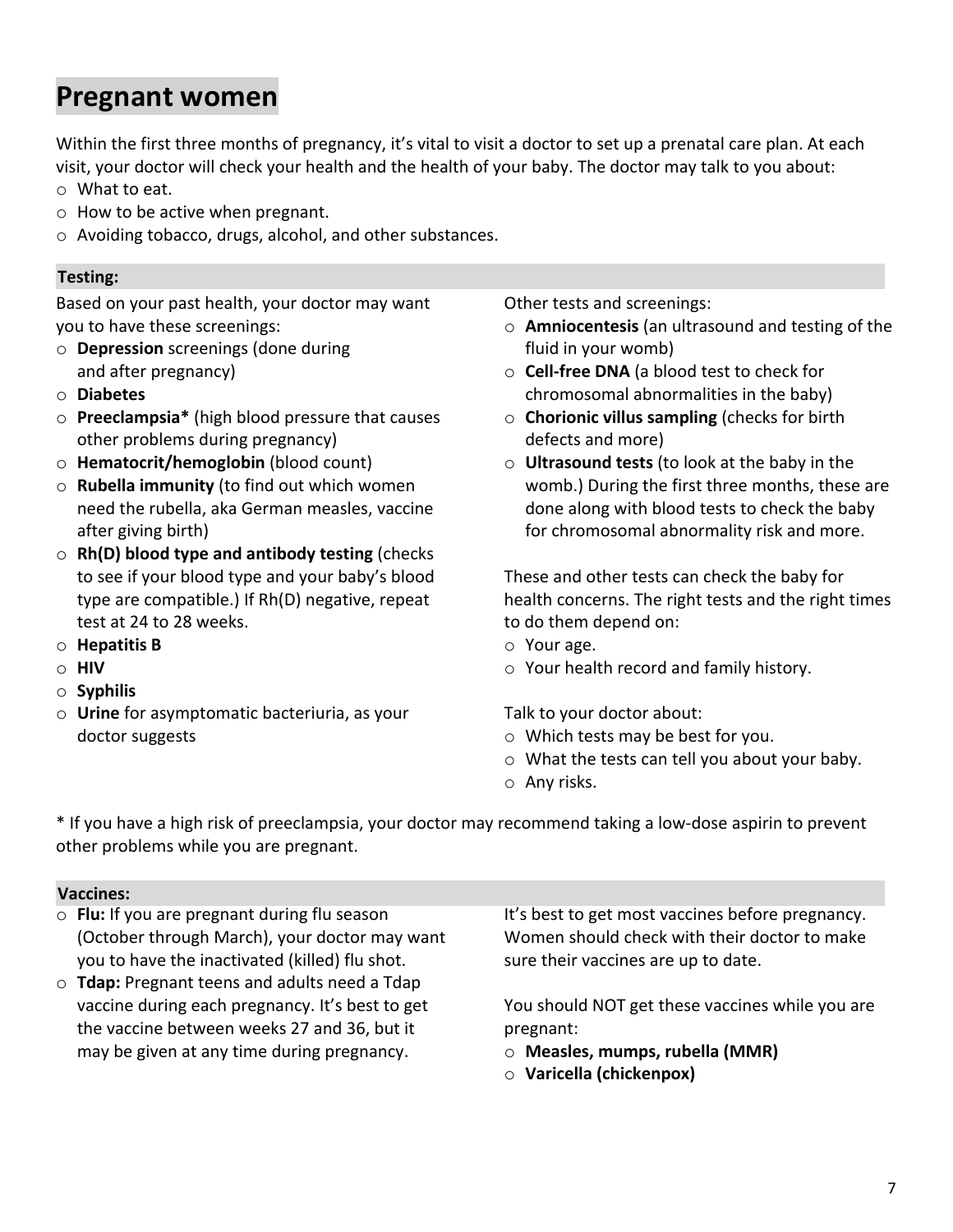# Pregnant women

Within the first three months of pregnancy, it's vital to visit a doctor to set up a prenatal care plan. At each visit, your doctor will check your health and the health of your baby. The doctor may talk to you about:

- What to eat.
- How to be active when pregnant.
- Avoiding tobacco, drugs, alcohol, and other substances.

## Testing:

Based on your past health, your doctor may want you to have these screenings:

- **Depression** screenings (done during and after pregnancy)
- **Diabetes**
- **Preeclampsia*** (high blood pressure that causes other problems during pregnancy)
- **Hematocrit/hemoglobin** (blood count)
- **Rubella immunity** (to find out which women need the rubella, aka German measles, vaccine after giving birth)
- **Rh(D) blood type and antibody testing** (checks to see if your blood type and your baby's blood type are compatible.) If Rh(D) negative, repeat test at 24 to 28 weeks.
- **Hepatitis B**
- **HIV**
- **Syphilis**
- **Urine** for asymptomatic bacteriuria, as your doctor suggests

Other tests and screenings:

- **Amniocentesis** (an ultrasound and testing of the fluid in your womb)
- **Cell-free DNA** (a blood test to check for chromosomal abnormalities in the baby)
- **Chorionic villus sampling** (checks for birth defects and more)
- **Ultrasound tests** (to look at the baby in the womb.) During the first three months, these are done along with blood tests to check the baby for chromosomal abnormality risk and more.

These and other tests can check the baby for health concerns. The right tests and the right times to do them depend on:

- Your age.
- Your health record and family history.

Talk to your doctor about:

- Which tests may be best for you.
- What the tests can tell you about your baby.
- Any risks.

* If you have a high risk of preeclampsia, your doctor may recommend taking a low-dose aspirin to prevent other problems while you are pregnant.

## Vaccines:

- **Flu:** If you are pregnant during flu season (October through March), your doctor may want you to have the inactivated (killed) flu shot.
- **Tdap:** Pregnant teens and adults need a Tdap vaccine during each pregnancy. It's best to get the vaccine between weeks 27 and 36, but it may be given at any time during pregnancy.

It's best to get most vaccines before pregnancy. Women should check with their doctor to make sure their vaccines are up to date.

You should NOT get these vaccines while you are pregnant:

- **Measles, mumps, rubella (MMR)**
- **Varicella (chickenpox)**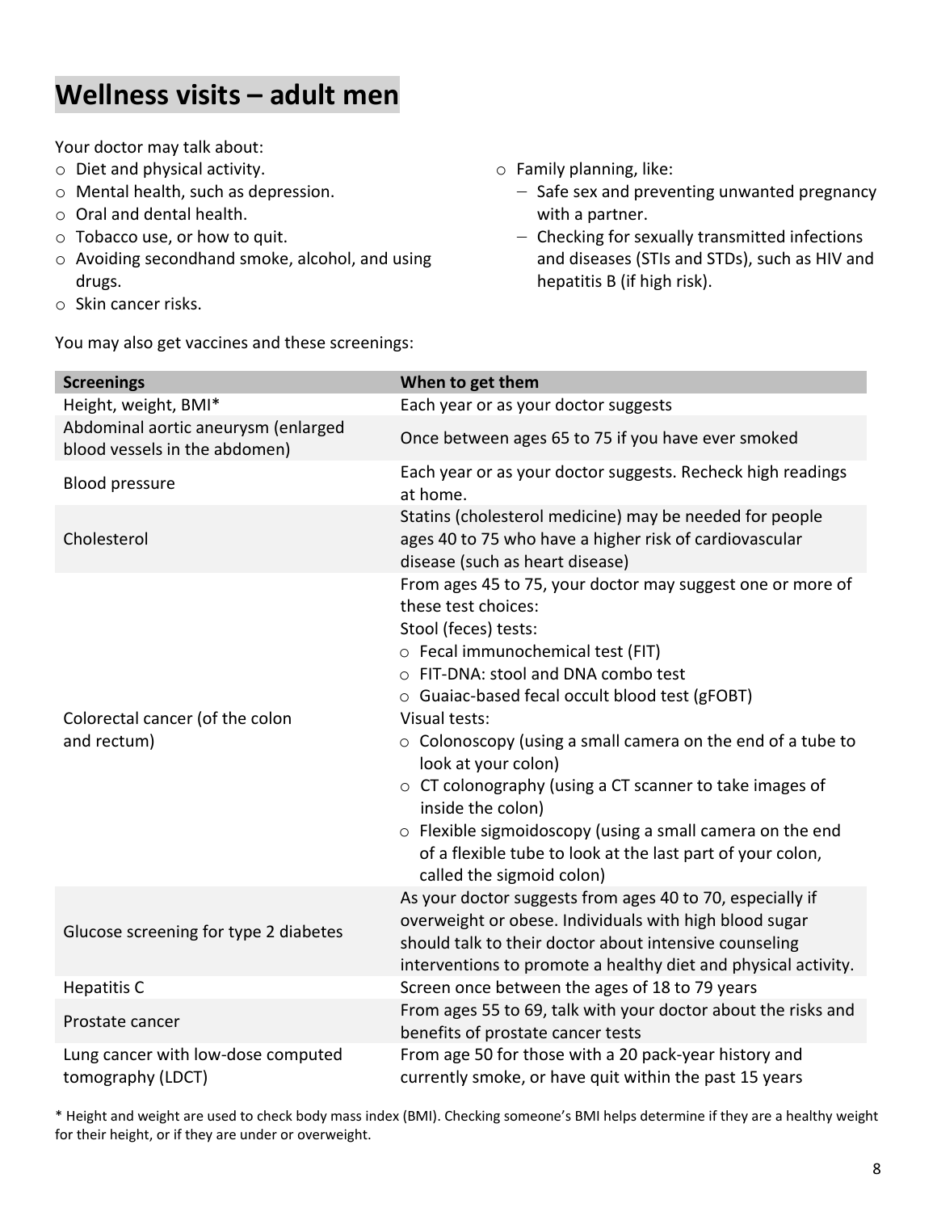# Wellness visits – adult men

Your doctor may talk about:

- Diet and physical activity.
- Mental health, such as depression.
- Oral and dental health.
- Tobacco use, or how to quit.
- Avoiding secondhand smoke, alcohol, and using drugs.
- Skin cancer risks.
- Family planning, like:
  - Safe sex and preventing unwanted pregnancy with a partner.
  - Checking for sexually transmitted infections and diseases (STIs and STDs), such as HIV and hepatitis B (if high risk).

You may also get vaccines and these screenings:

| Screenings | When to get them |
|---|---|
| Height, weight, BMI* | Each year or as your doctor suggests |
| Abdominal aortic aneurysm (enlarged blood vessels in the abdomen) | Once between ages 65 to 75 if you have ever smoked |
| Blood pressure | Each year or as your doctor suggests. Recheck high readings at home. |
| Cholesterol | Statins (cholesterol medicine) may be needed for people ages 40 to 75 who have a higher risk of cardiovascular disease (such as heart disease) |
| Colorectal cancer (of the colon and rectum) | From ages 45 to 75, your doctor may suggest one or more of these test choices:<br>Stool (feces) tests:<br>○ Fecal immunochemical test (FIT)<br>○ FIT-DNA: stool and DNA combo test<br>○ Guaiac-based fecal occult blood test (gFOBT)<br>Visual tests:<br>○ Colonoscopy (using a small camera on the end of a tube to look at your colon)<br>○ CT colonography (using a CT scanner to take images of inside the colon)<br>○ Flexible sigmoidoscopy (using a small camera on the end of a flexible tube to look at the last part of your colon, called the sigmoid colon) |
| Glucose screening for type 2 diabetes | As your doctor suggests from ages 40 to 70, especially if overweight or obese. Individuals with high blood sugar should talk to their doctor about intensive counseling interventions to promote a healthy diet and physical activity. |
| Hepatitis C | Screen once between the ages of 18 to 79 years |
| Prostate cancer | From ages 55 to 69, talk with your doctor about the risks and benefits of prostate cancer tests |
| Lung cancer with low-dose computed tomography (LDCT) | From age 50 for those with a 20 pack-year history and currently smoke, or have quit within the past 15 years |

* Height and weight are used to check body mass index (BMI). Checking someone's BMI helps determine if they are a healthy weight for their height, or if they are under or overweight.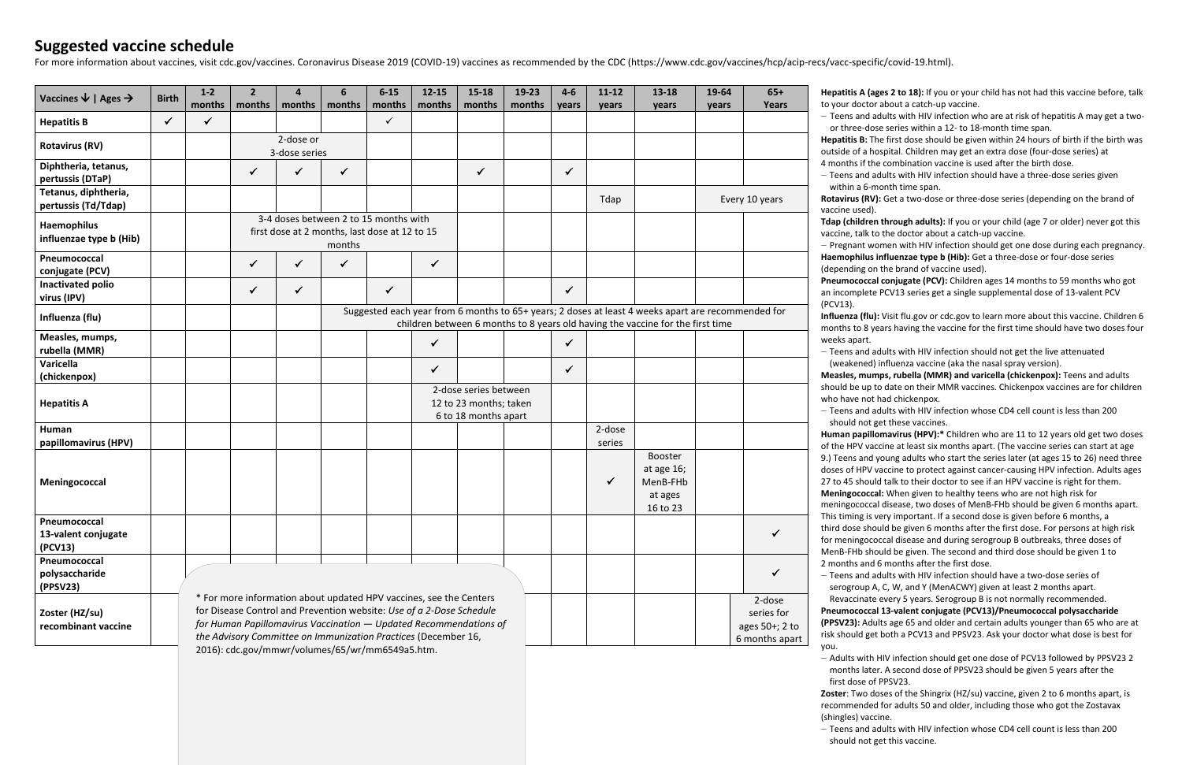## Suggested vaccine schedule

For more information about vaccines, visit cdc.gov/vaccines. Coronavirus Disease 2019 (COVID-19) vaccines as recommended by the CDC (https://www.cdc.gov/vaccines/hcp/acip-recs/vacc-specific/covid-19.html).

| Vaccines ↓ \| Ages → | Birth | 1-2 months | 2 months | 4 months | 6 months | 6-15 months | 12-15 months | 15-18 months | 19-23 months | 4-6 years | 11-12 years | 13-18 years | 19-64 years | 65+ Years |
|---|---|---|---|---|---|---|---|---|---|---|---|---|---|---|
| Hepatitis B | ✓ | ✓ | | | | ✓ | | | | | | | | |
| Rotavirus (RV) | | | 2-dose or 3-dose series | | | | | | | | | | | |
| Diphtheria, tetanus, pertussis (DTaP) | | | ✓ | ✓ | ✓ | | | ✓ | | ✓ | | | | |
| Tetanus, diphtheria, pertussis (Td/Tdap) | | | | | | | | | | | Tdap | | Every 10 years | |
| Haemophilus influenzae type b (Hib) | | | 3-4 doses between 2 to 15 months with first dose at 2 months, last dose at 12 to 15 months | | | | | | | | | | | |
| Pneumococcal conjugate (PCV) | | | ✓ | ✓ | ✓ | | ✓ | | | | | | | |
| Inactivated polio virus (IPV) | | | ✓ | ✓ | | ✓ | | | | ✓ | | | | |
| Influenza (flu) | | | | | Suggested each year from 6 months to 65+ years; 2 doses at least 4 weeks apart are recommended for children between 6 months to 8 years old having the vaccine for the first time | | | | | | | | | |
| Measles, mumps, rubella (MMR) | | | | | | | ✓ | | | ✓ | | | | |
| Varicella (chickenpox) | | | | | | | ✓ | | | ✓ | | | | |
| Hepatitis A | | | | | | | 2-dose series between 12 to 23 months; taken 6 to 18 months apart | | | | | | | |
| Human papillomavirus (HPV) | | | | | | | | | | | 2-dose series | | | |
| Meningococcal | | | | | | | | | | | ✓ | Booster at age 16; MenB-FHb at ages 16 to 23 | | |
| Pneumococcal 13-valent conjugate (PCV13) | | | | | | | | | | | | | | ✓ |
| Pneumococcal polysaccharide (PPSV23) | | | | | | | | | | | | | | ✓ |
| Zoster (HZ/su) recombinant vaccine | | | | | | | | | | | | | | 2-dose series for ages 50+; 2 to 6 months apart |

* For more information about updated HPV vaccines, see the Centers for Disease Control and Prevention website: *Use of a 2-Dose Schedule for Human Papillomavirus Vaccination — Updated Recommendations of the Advisory Committee on Immunization Practices* (December 16, 2016): cdc.gov/mmwr/volumes/65/wr/mm6549a5.htm.

**Hepatitis A (ages 2 to 18):** If you or your child has not had this vaccine before, talk to your doctor about a catch-up vaccine.

- Teens and adults with HIV infection who are at risk of hepatitis A may get a two- or three-dose series within a 12- to 18-month time span.

**Hepatitis B:** The first dose should be given within 24 hours of birth if the birth was outside of a hospital. Children may get an extra dose (four-dose series) at 4 months if the combination vaccine is used after the birth dose.

- Teens and adults with HIV infection should have a three-dose series given within a 6-month time span.

**Rotavirus (RV):** Get a two-dose or three-dose series (depending on the brand of vaccine used).

**Tdap (children through adults):** If you or your child (age 7 or older) never got this vaccine, talk to the doctor about a catch-up vaccine.

- Pregnant women with HIV infection should get one dose during each pregnancy.

**Haemophilus influenzae type b (Hib):** Get a three-dose or four-dose series (depending on the brand of vaccine used).

**Pneumococcal conjugate (PCV):** Children ages 14 months to 59 months who got an incomplete PCV13 series get a single supplemental dose of 13-valent PCV (PCV13).

**Influenza (flu):** Visit flu.gov or cdc.gov to learn more about this vaccine. Children 6 months to 8 years having the vaccine for the first time should have two doses four weeks apart.

- Teens and adults with HIV infection should not get the live attenuated (weakened) influenza vaccine (aka the nasal spray version).

**Measles, mumps, rubella (MMR) and varicella (chickenpox):** Teens and adults should be up to date on their MMR vaccines. Chickenpox vaccines are for children who have not had chickenpox.

- Teens and adults with HIV infection whose CD4 cell count is less than 200 should not get these vaccines.

**Human papillomavirus (HPV):*** Children who are 11 to 12 years old get two doses of the HPV vaccine at least six months apart. (The vaccine series can start at age 9.) Teens and young adults who start the series later (at ages 15 to 26) need three doses of HPV vaccine to protect against cancer-causing HPV infection. Adults ages 27 to 45 should talk to their doctor to see if an HPV vaccine is right for them.

**Meningococcal:** When given to healthy teens who are not high risk for meningococcal disease, two doses of MenB-FHb should be given 6 months apart. This timing is very important. If a second dose is given before 6 months, a third dose should be given 6 months after the first dose. For persons at high risk for meningococcal disease and during serogroup B outbreaks, three doses of MenB-FHb should be given. The second and third dose should be given 1 to 2 months and 6 months after the first dose.

- Teens and adults with HIV infection should have a two-dose series of serogroup A, C, W, and Y (MenACWY) given at least 2 months apart. Revaccinate every 5 years. Serogroup B is not normally recommended.

**Pneumococcal 13-valent conjugate (PCV13)/Pneumococcal polysaccharide (PPSV23):** Adults age 65 and older and certain adults younger than 65 who are at risk should get both a PCV13 and PPSV23. Ask your doctor what dose is best for you.

- Adults with HIV infection should get one dose of PCV13 followed by PPSV23 2 months later. A second dose of PPSV23 should be given 5 years after the first dose of PPSV23.

**Zoster**: Two doses of the Shingrix (HZ/su) vaccine, given 2 to 6 months apart, is recommended for adults 50 and older, including those who got the Zostavax (shingles) vaccine.

- Teens and adults with HIV infection whose CD4 cell count is less than 200 should not get this vaccine.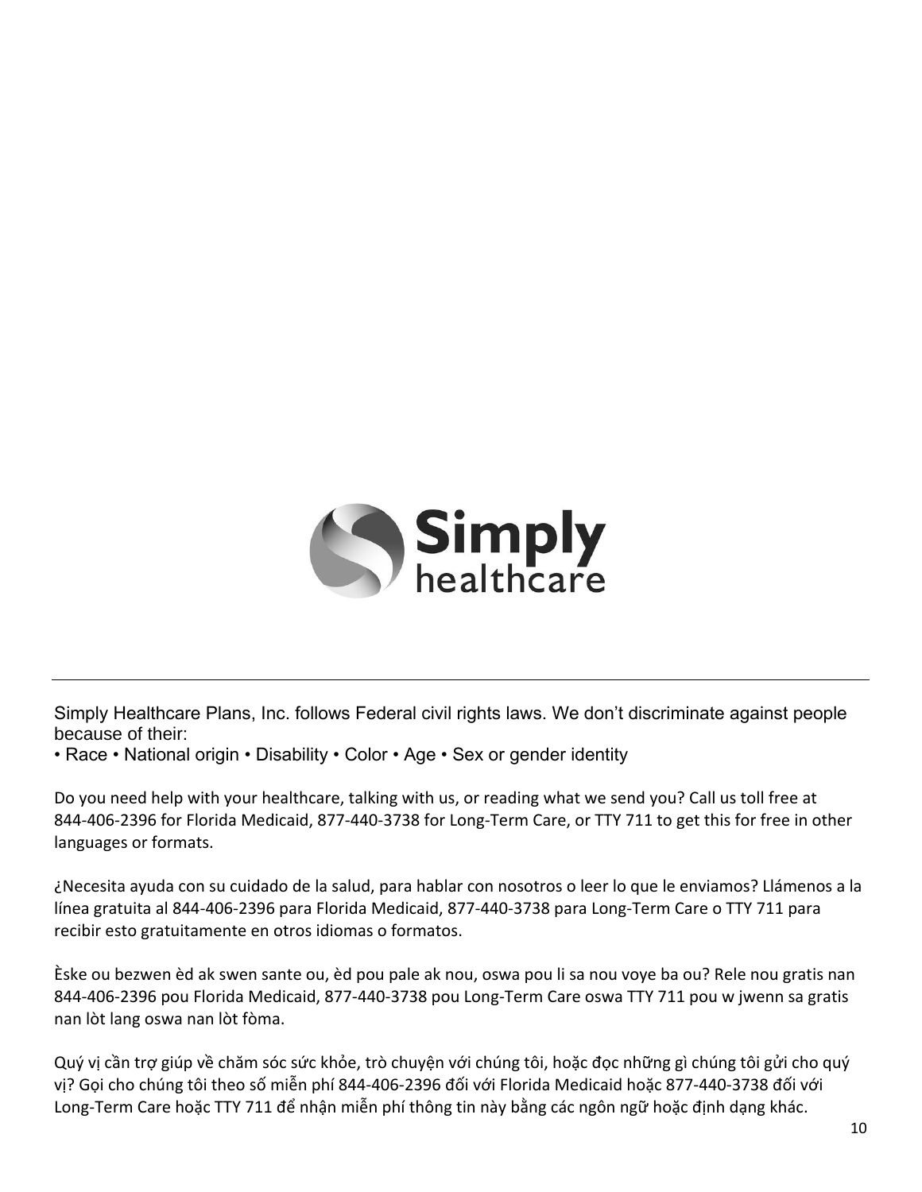Simply healthcare

Simply Healthcare Plans, Inc. follows Federal civil rights laws. We don't discriminate against people because of their:

• Race • National origin • Disability • Color • Age • Sex or gender identity

Do you need help with your healthcare, talking with us, or reading what we send you? Call us toll free at 844-406-2396 for Florida Medicaid, 877-440-3738 for Long-Term Care, or TTY 711 to get this for free in other languages or formats.

¿Necesita ayuda con su cuidado de la salud, para hablar con nosotros o leer lo que le enviamos? Llámenos a la línea gratuita al 844-406-2396 para Florida Medicaid, 877-440-3738 para Long-Term Care o TTY 711 para recibir esto gratuitamente en otros idiomas o formatos.

Èske ou bezwen èd ak swen sante ou, èd pou pale ak nou, oswa pou li sa nou voye ba ou? Rele nou gratis nan 844-406-2396 pou Florida Medicaid, 877-440-3738 pou Long-Term Care oswa TTY 711 pou w jwenn sa gratis nan lòt lang oswa nan lòt fòma.

Quý vị cần trợ giúp về chăm sóc sức khỏe, trò chuyện với chúng tôi, hoặc đọc những gì chúng tôi gửi cho quý vị? Gọi cho chúng tôi theo số miễn phí 844-406-2396 đối với Florida Medicaid hoặc 877-440-3738 đối với Long-Term Care hoặc TTY 711 để nhận miễn phí thông tin này bằng các ngôn ngữ hoặc định dạng khác.